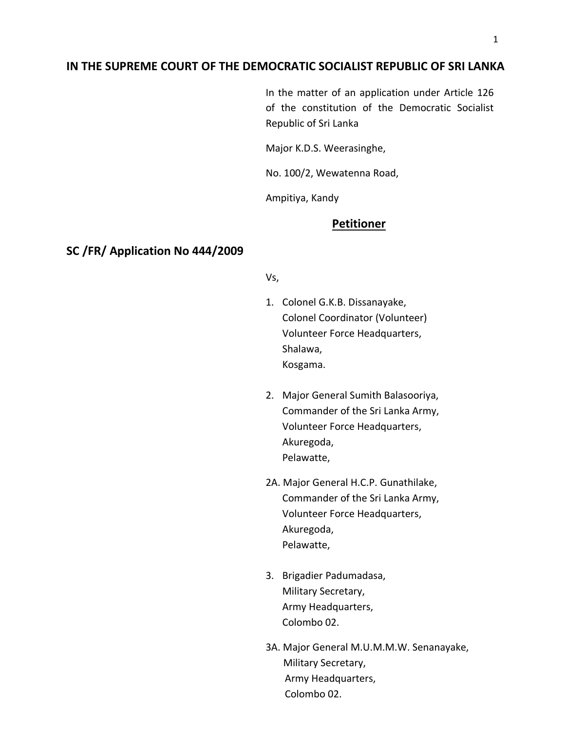**IN THE SUPREME COURT OF THE DEMOCRATIC SOCIALIST REPUBLIC OF SRI LANKA**

In the matter of an application under Article 126 of the constitution of the Democratic Socialist Republic of Sri Lanka

Major K.D.S. Weerasinghe,

No. 100/2, Wewatenna Road,

Ampitiya, Kandy

**Petitioner**

**SC /FR/ Application No 444/2009**

Vs,

1. Colonel G.K.B. Dissanayake,
   Colonel Coordinator (Volunteer)
   Volunteer Force Headquarters,
   Shalawa,
   Kosgama.

2. Major General Sumith Balasooriya,
   Commander of the Sri Lanka Army,
   Volunteer Force Headquarters,
   Akuregoda,
   Pelawatte,

2A. Major General H.C.P. Gunathilake,
   Commander of the Sri Lanka Army,
   Volunteer Force Headquarters,
   Akuregoda,
   Pelawatte,

3. Brigadier Padumadasa,
   Military Secretary,
   Army Headquarters,
   Colombo 02.

3A. Major General M.U.M.M.W. Senanayake,
   Military Secretary,
   Army Headquarters,
   Colombo 02.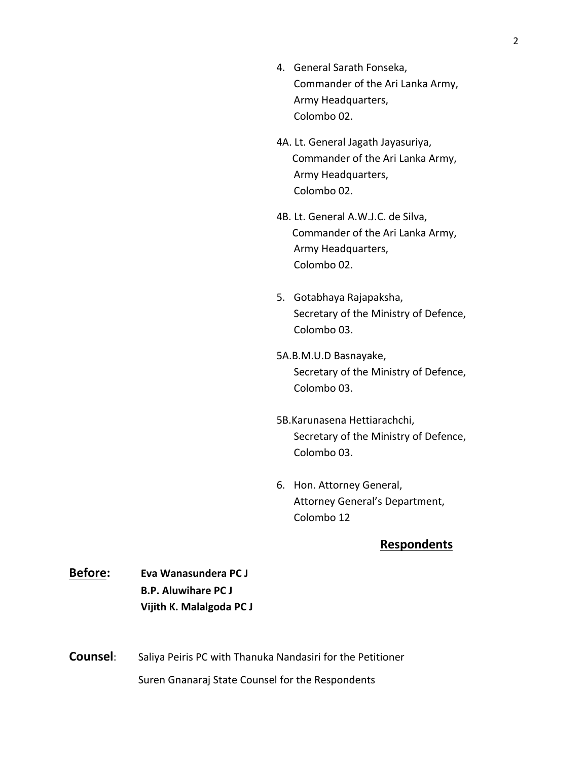4. General Sarath Fonseka,
   Commander of the Ari Lanka Army,
   Army Headquarters,
   Colombo 02.

4A. Lt. General Jagath Jayasuriya,
   Commander of the Ari Lanka Army,
   Army Headquarters,
   Colombo 02.

4B. Lt. General A.W.J.C. de Silva,
   Commander of the Ari Lanka Army,
   Army Headquarters,
   Colombo 02.

5. Gotabhaya Rajapaksha,
   Secretary of the Ministry of Defence,
   Colombo 03.

5A.B.M.U.D Basnayake,
   Secretary of the Ministry of Defence,
   Colombo 03.

5B.Karunasena Hettiarachchi,
   Secretary of the Ministry of Defence,
   Colombo 03.

6. Hon. Attorney General,
   Attorney General's Department,
   Colombo 12

**Respondents**

**Before:** **Eva Wanasundera PC J**
**B.P. Aluwihare PC J**
**Vijith K. Malalgoda PC J**

**Counsel**: Saliya Peiris PC with Thanuka Nandasiri for the Petitioner

Suren Gnanaraj State Counsel for the Respondents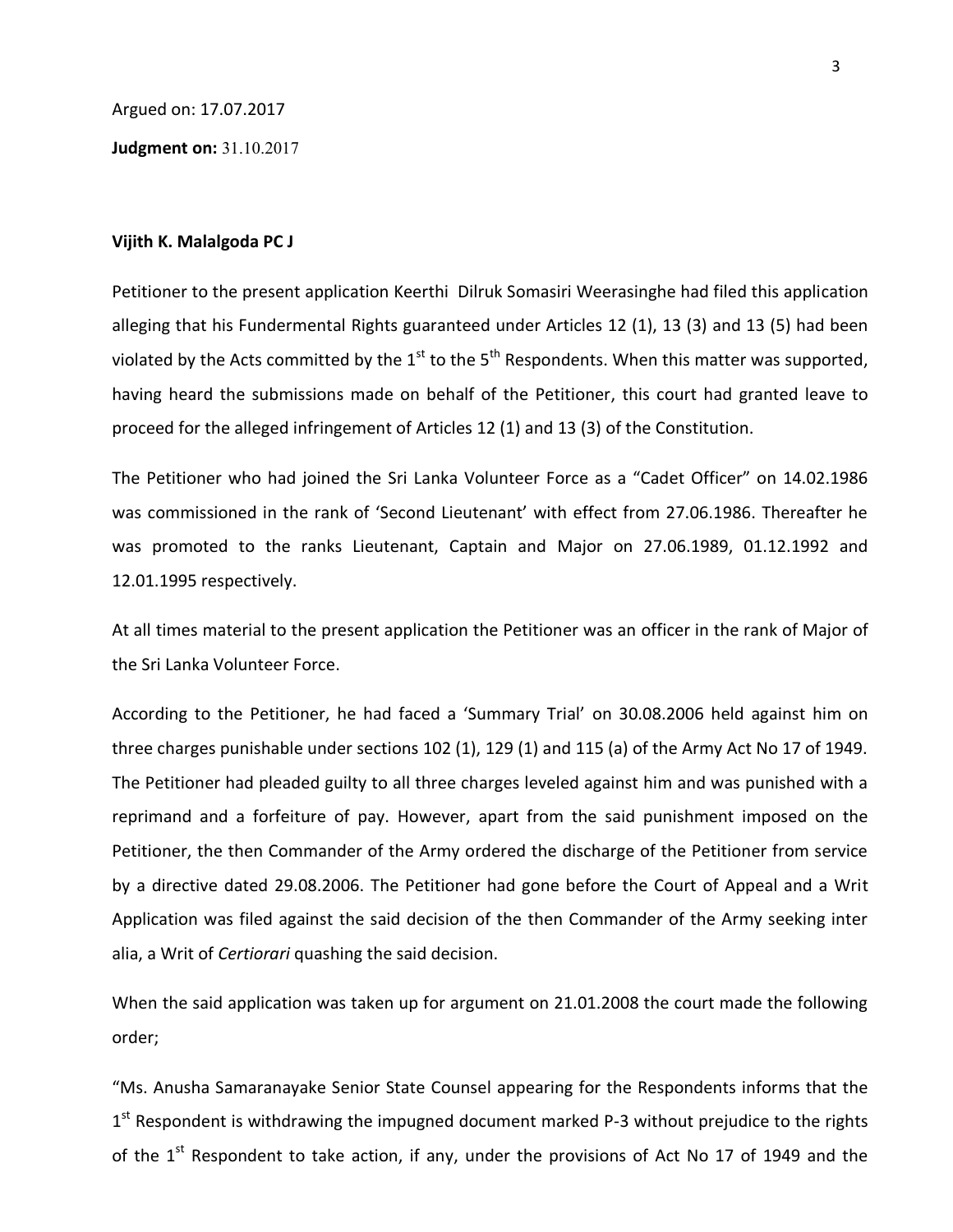Argued on: 17.07.2017

**Judgment on:** 31.10.2017

**Vijith K. Malalgoda PC J**

Petitioner to the present application Keerthi Dilruk Somasiri Weerasinghe had filed this application alleging that his Fundermental Rights guaranteed under Articles 12 (1), 13 (3) and 13 (5) had been violated by the Acts committed by the 1st to the 5th Respondents. When this matter was supported, having heard the submissions made on behalf of the Petitioner, this court had granted leave to proceed for the alleged infringement of Articles 12 (1) and 13 (3) of the Constitution.

The Petitioner who had joined the Sri Lanka Volunteer Force as a "Cadet Officer" on 14.02.1986 was commissioned in the rank of 'Second Lieutenant' with effect from 27.06.1986. Thereafter he was promoted to the ranks Lieutenant, Captain and Major on 27.06.1989, 01.12.1992 and 12.01.1995 respectively.

At all times material to the present application the Petitioner was an officer in the rank of Major of the Sri Lanka Volunteer Force.

According to the Petitioner, he had faced a 'Summary Trial' on 30.08.2006 held against him on three charges punishable under sections 102 (1), 129 (1) and 115 (a) of the Army Act No 17 of 1949. The Petitioner had pleaded guilty to all three charges leveled against him and was punished with a reprimand and a forfeiture of pay. However, apart from the said punishment imposed on the Petitioner, the then Commander of the Army ordered the discharge of the Petitioner from service by a directive dated 29.08.2006. The Petitioner had gone before the Court of Appeal and a Writ Application was filed against the said decision of the then Commander of the Army seeking inter alia, a Writ of *Certiorari* quashing the said decision.

When the said application was taken up for argument on 21.01.2008 the court made the following order;

"Ms. Anusha Samaranayake Senior State Counsel appearing for the Respondents informs that the 1st Respondent is withdrawing the impugned document marked P-3 without prejudice to the rights of the 1st Respondent to take action, if any, under the provisions of Act No 17 of 1949 and the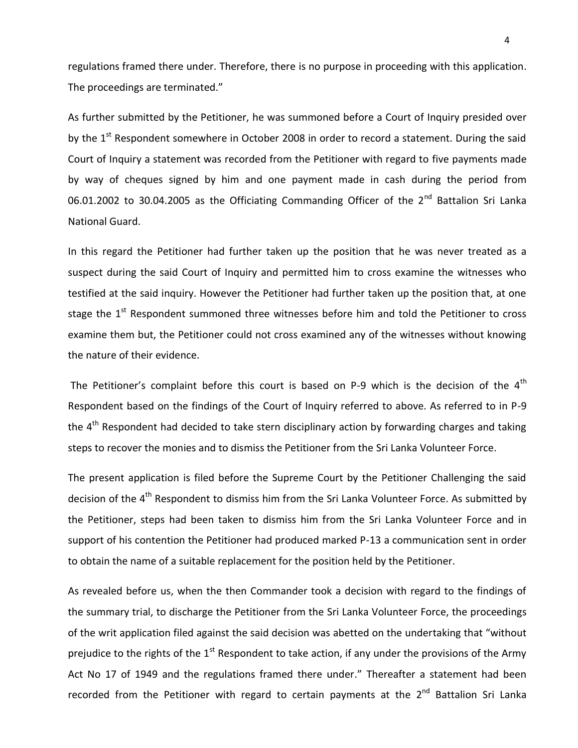regulations framed there under. Therefore, there is no purpose in proceeding with this application. The proceedings are terminated."

As further submitted by the Petitioner, he was summoned before a Court of Inquiry presided over by the 1st Respondent somewhere in October 2008 in order to record a statement. During the said Court of Inquiry a statement was recorded from the Petitioner with regard to five payments made by way of cheques signed by him and one payment made in cash during the period from 06.01.2002 to 30.04.2005 as the Officiating Commanding Officer of the 2nd Battalion Sri Lanka National Guard.

In this regard the Petitioner had further taken up the position that he was never treated as a suspect during the said Court of Inquiry and permitted him to cross examine the witnesses who testified at the said inquiry. However the Petitioner had further taken up the position that, at one stage the 1st Respondent summoned three witnesses before him and told the Petitioner to cross examine them but, the Petitioner could not cross examined any of the witnesses without knowing the nature of their evidence.

The Petitioner's complaint before this court is based on P-9 which is the decision of the 4th Respondent based on the findings of the Court of Inquiry referred to above. As referred to in P-9 the 4th Respondent had decided to take stern disciplinary action by forwarding charges and taking steps to recover the monies and to dismiss the Petitioner from the Sri Lanka Volunteer Force.

The present application is filed before the Supreme Court by the Petitioner Challenging the said decision of the 4th Respondent to dismiss him from the Sri Lanka Volunteer Force. As submitted by the Petitioner, steps had been taken to dismiss him from the Sri Lanka Volunteer Force and in support of his contention the Petitioner had produced marked P-13 a communication sent in order to obtain the name of a suitable replacement for the position held by the Petitioner.

As revealed before us, when the then Commander took a decision with regard to the findings of the summary trial, to discharge the Petitioner from the Sri Lanka Volunteer Force, the proceedings of the writ application filed against the said decision was abetted on the undertaking that "without prejudice to the rights of the 1st Respondent to take action, if any under the provisions of the Army Act No 17 of 1949 and the regulations framed there under." Thereafter a statement had been recorded from the Petitioner with regard to certain payments at the 2nd Battalion Sri Lanka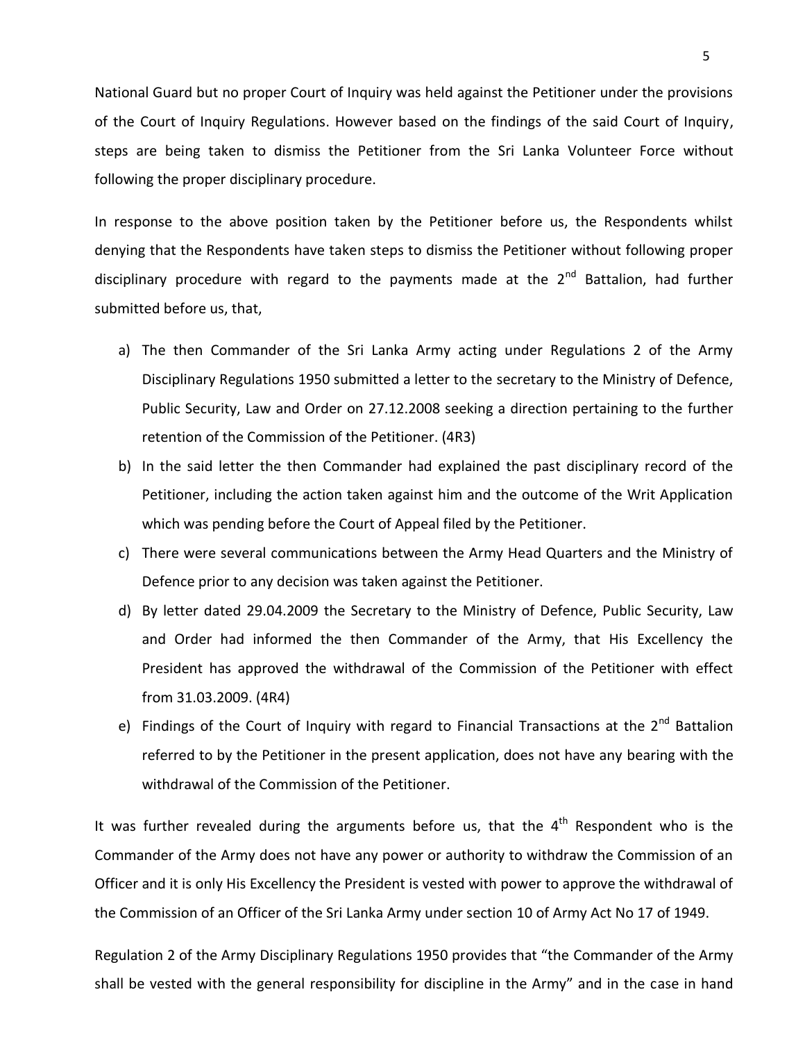National Guard but no proper Court of Inquiry was held against the Petitioner under the provisions of the Court of Inquiry Regulations. However based on the findings of the said Court of Inquiry, steps are being taken to dismiss the Petitioner from the Sri Lanka Volunteer Force without following the proper disciplinary procedure.

In response to the above position taken by the Petitioner before us, the Respondents whilst denying that the Respondents have taken steps to dismiss the Petitioner without following proper disciplinary procedure with regard to the payments made at the 2nd Battalion, had further submitted before us, that,

a) The then Commander of the Sri Lanka Army acting under Regulations 2 of the Army Disciplinary Regulations 1950 submitted a letter to the secretary to the Ministry of Defence, Public Security, Law and Order on 27.12.2008 seeking a direction pertaining to the further retention of the Commission of the Petitioner. (4R3)
b) In the said letter the then Commander had explained the past disciplinary record of the Petitioner, including the action taken against him and the outcome of the Writ Application which was pending before the Court of Appeal filed by the Petitioner.
c) There were several communications between the Army Head Quarters and the Ministry of Defence prior to any decision was taken against the Petitioner.
d) By letter dated 29.04.2009 the Secretary to the Ministry of Defence, Public Security, Law and Order had informed the then Commander of the Army, that His Excellency the President has approved the withdrawal of the Commission of the Petitioner with effect from 31.03.2009. (4R4)
e) Findings of the Court of Inquiry with regard to Financial Transactions at the 2nd Battalion referred to by the Petitioner in the present application, does not have any bearing with the withdrawal of the Commission of the Petitioner.

It was further revealed during the arguments before us, that the 4th Respondent who is the Commander of the Army does not have any power or authority to withdraw the Commission of an Officer and it is only His Excellency the President is vested with power to approve the withdrawal of the Commission of an Officer of the Sri Lanka Army under section 10 of Army Act No 17 of 1949.

Regulation 2 of the Army Disciplinary Regulations 1950 provides that "the Commander of the Army shall be vested with the general responsibility for discipline in the Army" and in the case in hand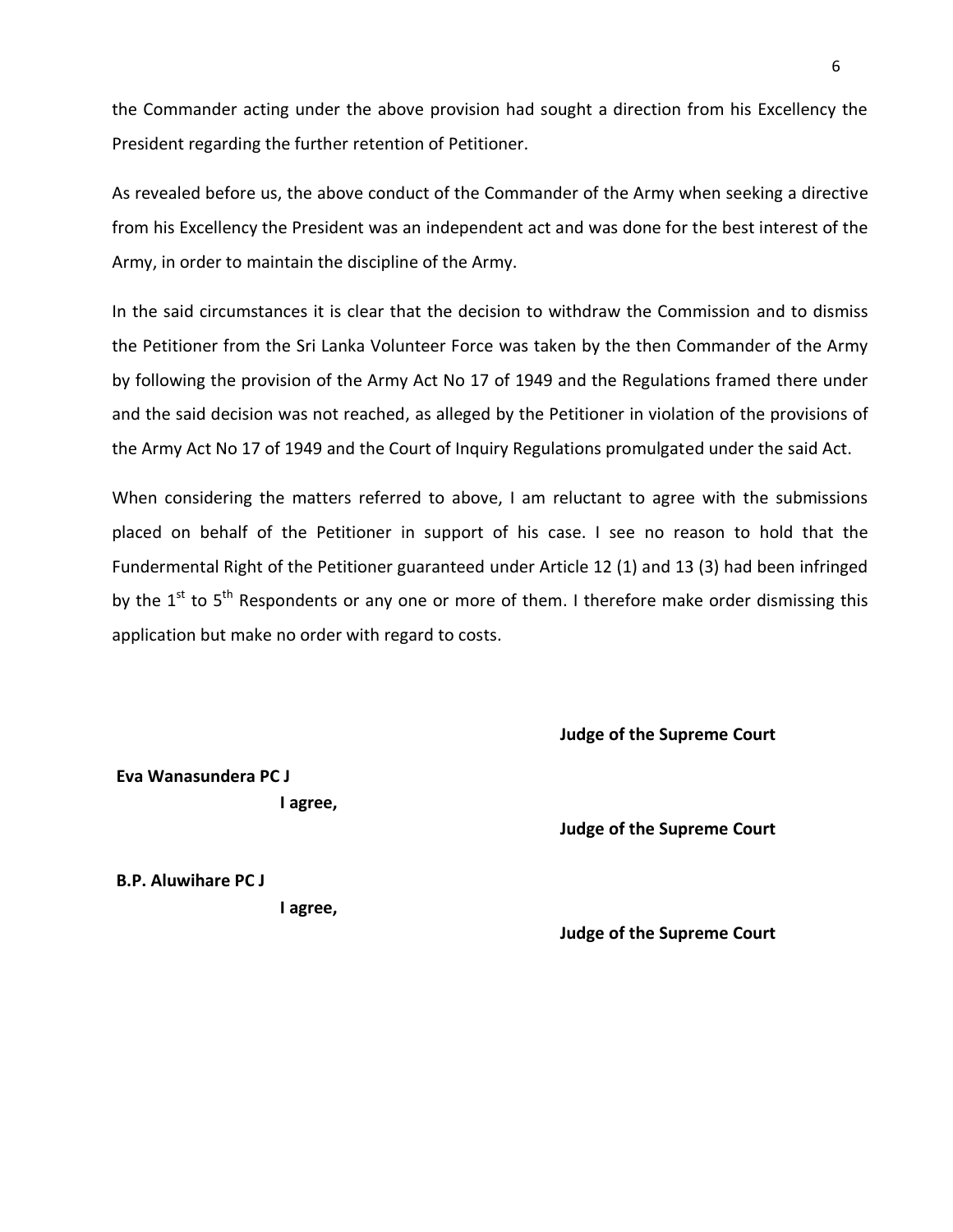the Commander acting under the above provision had sought a direction from his Excellency the President regarding the further retention of Petitioner.

As revealed before us, the above conduct of the Commander of the Army when seeking a directive from his Excellency the President was an independent act and was done for the best interest of the Army, in order to maintain the discipline of the Army.

In the said circumstances it is clear that the decision to withdraw the Commission and to dismiss the Petitioner from the Sri Lanka Volunteer Force was taken by the then Commander of the Army by following the provision of the Army Act No 17 of 1949 and the Regulations framed there under and the said decision was not reached, as alleged by the Petitioner in violation of the provisions of the Army Act No 17 of 1949 and the Court of Inquiry Regulations promulgated under the said Act.

When considering the matters referred to above, I am reluctant to agree with the submissions placed on behalf of the Petitioner in support of his case. I see no reason to hold that the Fundermental Right of the Petitioner guaranteed under Article 12 (1) and 13 (3) had been infringed by the 1st to 5th Respondents or any one or more of them. I therefore make order dismissing this application but make no order with regard to costs.

**Judge of the Supreme Court**

**Eva Wanasundera PC J**

**I agree,**

**Judge of the Supreme Court**

**B.P. Aluwihare PC J**

**I agree,**

**Judge of the Supreme Court**